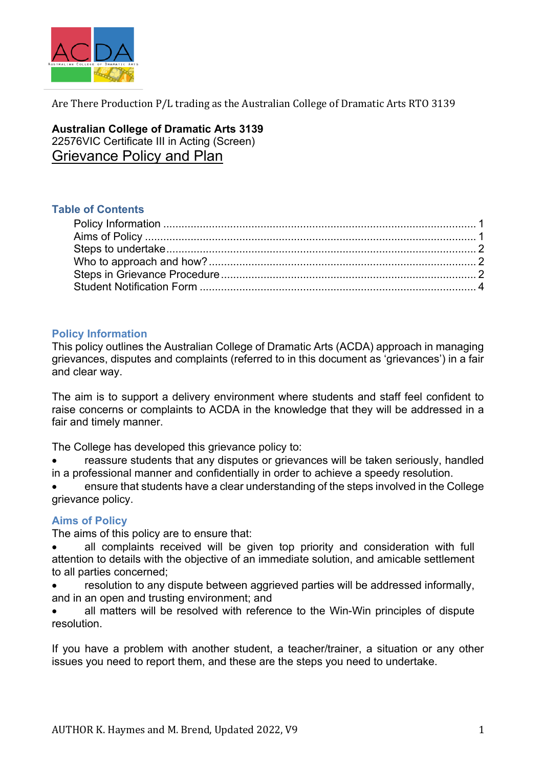Are There Production P/L trading as the Australian College of Dramatic Arts RTO 3139

**Australian College of Dramatic Arts 3139**
22576VIC Certificate III in Acting (Screen)

# Grievance Policy and Plan

## Table of Contents

- Policy Information ........ 1
- Aims of Policy ........ 1
- Steps to undertake ........ 2
- Who to approach and how? ........ 2
- Steps in Grievance Procedure ........ 2
- Student Notification Form ........ 4

## Policy Information

This policy outlines the Australian College of Dramatic Arts (ACDA) approach in managing grievances, disputes and complaints (referred to in this document as 'grievances') in a fair and clear way.

The aim is to support a delivery environment where students and staff feel confident to raise concerns or complaints to ACDA in the knowledge that they will be addressed in a fair and timely manner.

The College has developed this grievance policy to:

- reassure students that any disputes or grievances will be taken seriously, handled in a professional manner and confidentially in order to achieve a speedy resolution.
- ensure that students have a clear understanding of the steps involved in the College grievance policy.

## Aims of Policy

The aims of this policy are to ensure that:

- all complaints received will be given top priority and consideration with full attention to details with the objective of an immediate solution, and amicable settlement to all parties concerned;
- resolution to any dispute between aggrieved parties will be addressed informally, and in an open and trusting environment; and
- all matters will be resolved with reference to the Win-Win principles of dispute resolution.

If you have a problem with another student, a teacher/trainer, a situation or any other issues you need to report them, and these are the steps you need to undertake.

AUTHOR K. Haymes and M. Brend, Updated 2022, V9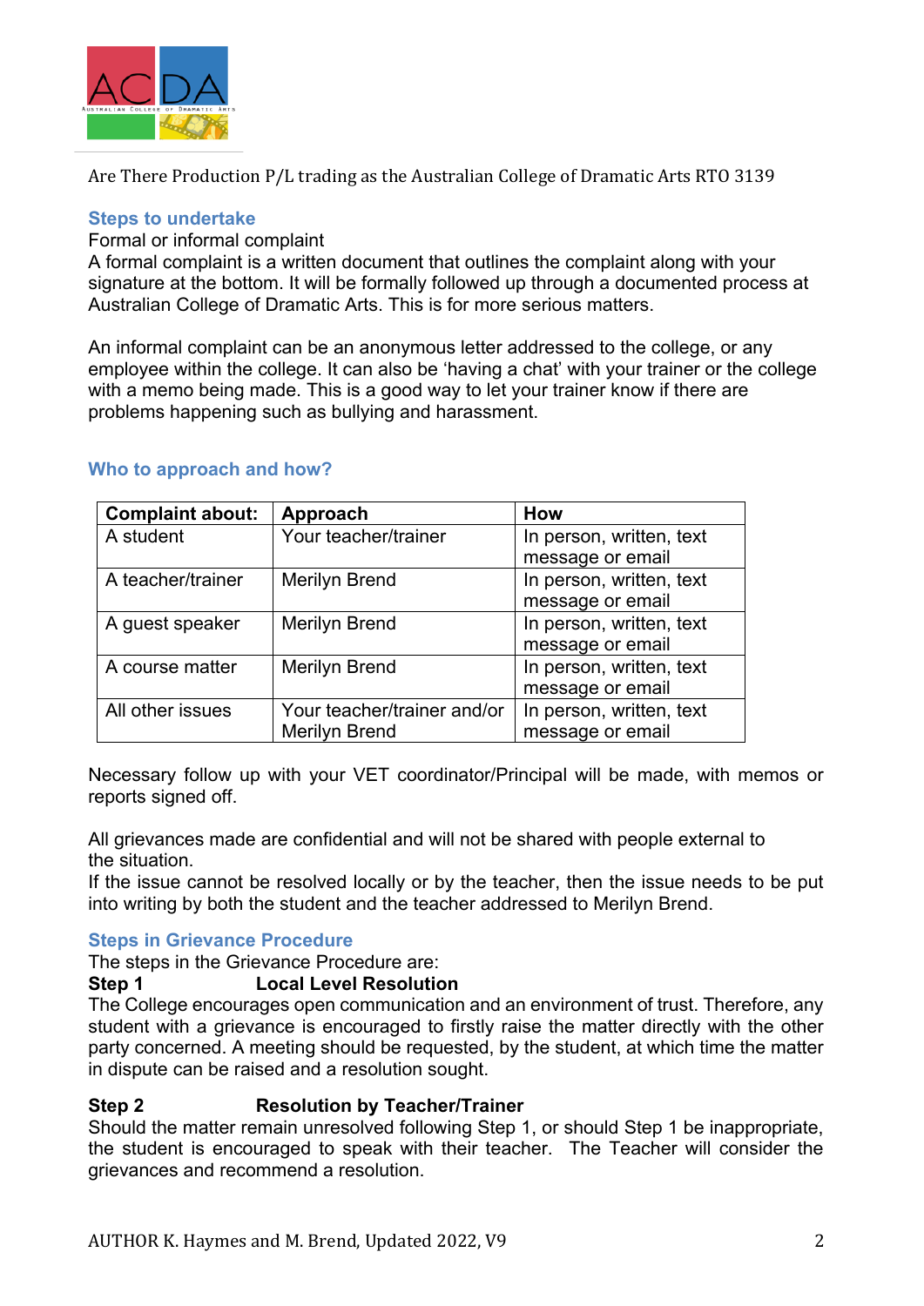Are There Production P/L trading as the Australian College of Dramatic Arts RTO 3139

## Steps to undertake

Formal or informal complaint

A formal complaint is a written document that outlines the complaint along with your signature at the bottom. It will be formally followed up through a documented process at Australian College of Dramatic Arts. This is for more serious matters.

An informal complaint can be an anonymous letter addressed to the college, or any employee within the college. It can also be 'having a chat' with your trainer or the college with a memo being made. This is a good way to let your trainer know if there are problems happening such as bullying and harassment.

## Who to approach and how?

| Complaint about: | Approach | How |
|---|---|---|
| A student | Your teacher/trainer | In person, written, text message or email |
| A teacher/trainer | Merilyn Brend | In person, written, text message or email |
| A guest speaker | Merilyn Brend | In person, written, text message or email |
| A course matter | Merilyn Brend | In person, written, text message or email |
| All other issues | Your teacher/trainer and/or Merilyn Brend | In person, written, text message or email |

Necessary follow up with your VET coordinator/Principal will be made, with memos or reports signed off.

All grievances made are confidential and will not be shared with people external to the situation.

If the issue cannot be resolved locally or by the teacher, then the issue needs to be put into writing by both the student and the teacher addressed to Merilyn Brend.

## Steps in Grievance Procedure

The steps in the Grievance Procedure are:

**Step 1 Local Level Resolution**

The College encourages open communication and an environment of trust. Therefore, any student with a grievance is encouraged to firstly raise the matter directly with the other party concerned. A meeting should be requested, by the student, at which time the matter in dispute can be raised and a resolution sought.

**Step 2 Resolution by Teacher/Trainer**

Should the matter remain unresolved following Step 1, or should Step 1 be inappropriate, the student is encouraged to speak with their teacher. The Teacher will consider the grievances and recommend a resolution.

AUTHOR K. Haymes and M. Brend, Updated 2022, V9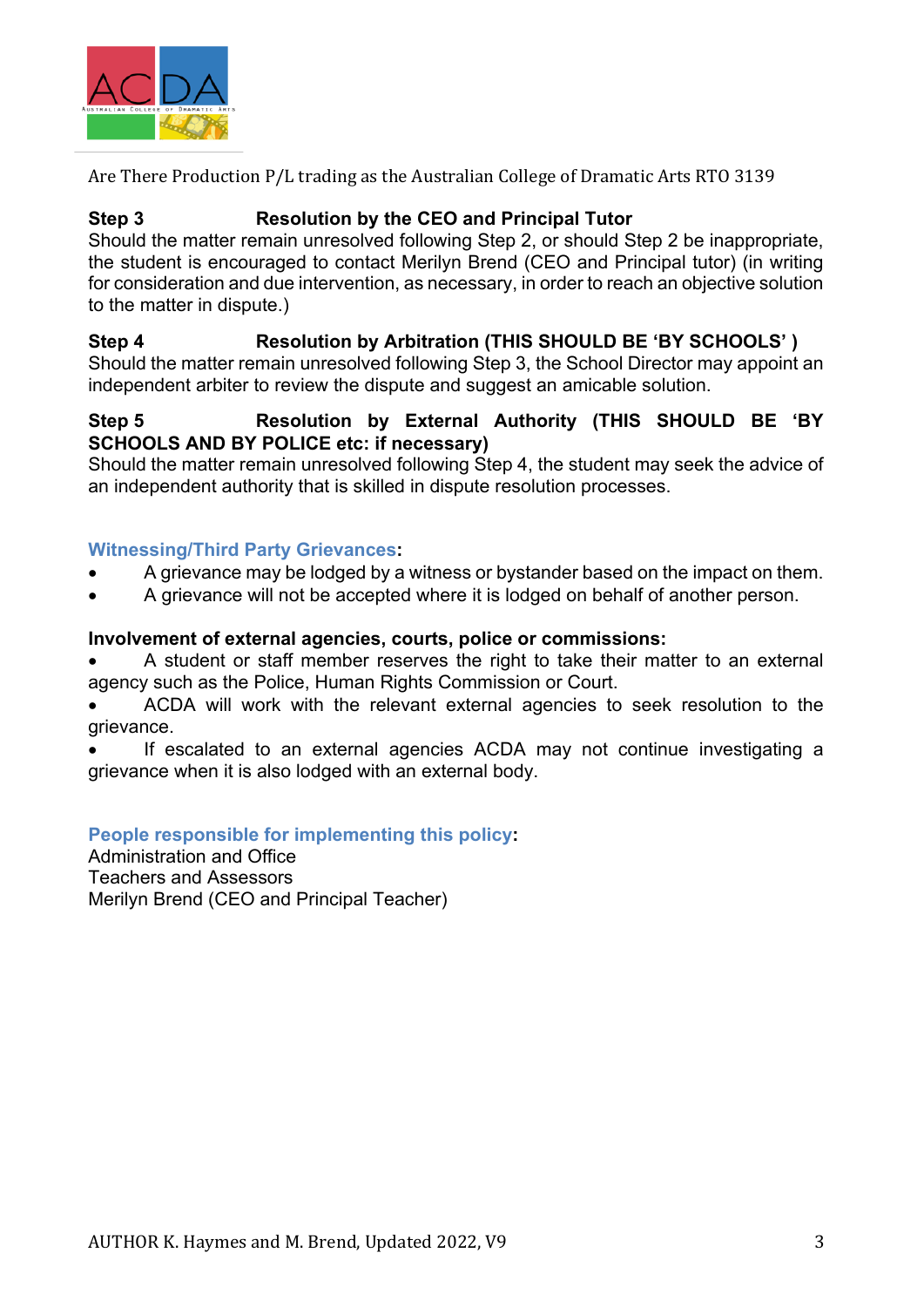**Step 3 Resolution by the CEO and Principal Tutor**

Should the matter remain unresolved following Step 2, or should Step 2 be inappropriate, the student is encouraged to contact Merilyn Brend (CEO and Principal tutor) (in writing for consideration and due intervention, as necessary, in order to reach an objective solution to the matter in dispute.)

**Step 4 Resolution by Arbitration (THIS SHOULD BE 'BY SCHOOLS' )**

Should the matter remain unresolved following Step 3, the School Director may appoint an independent arbiter to review the dispute and suggest an amicable solution.

**Step 5 Resolution by External Authority (THIS SHOULD BE 'BY SCHOOLS AND BY POLICE etc: if necessary)**

Should the matter remain unresolved following Step 4, the student may seek the advice of an independent authority that is skilled in dispute resolution processes.

## Witnessing/Third Party Grievances:

- A grievance may be lodged by a witness or bystander based on the impact on them.
- A grievance will not be accepted where it is lodged on behalf of another person.

**Involvement of external agencies, courts, police or commissions:**

- A student or staff member reserves the right to take their matter to an external agency such as the Police, Human Rights Commission or Court.
- ACDA will work with the relevant external agencies to seek resolution to the grievance.
- If escalated to an external agencies ACDA may not continue investigating a grievance when it is also lodged with an external body.

## People responsible for implementing this policy:

Administration and Office
Teachers and Assessors
Merilyn Brend (CEO and Principal Teacher)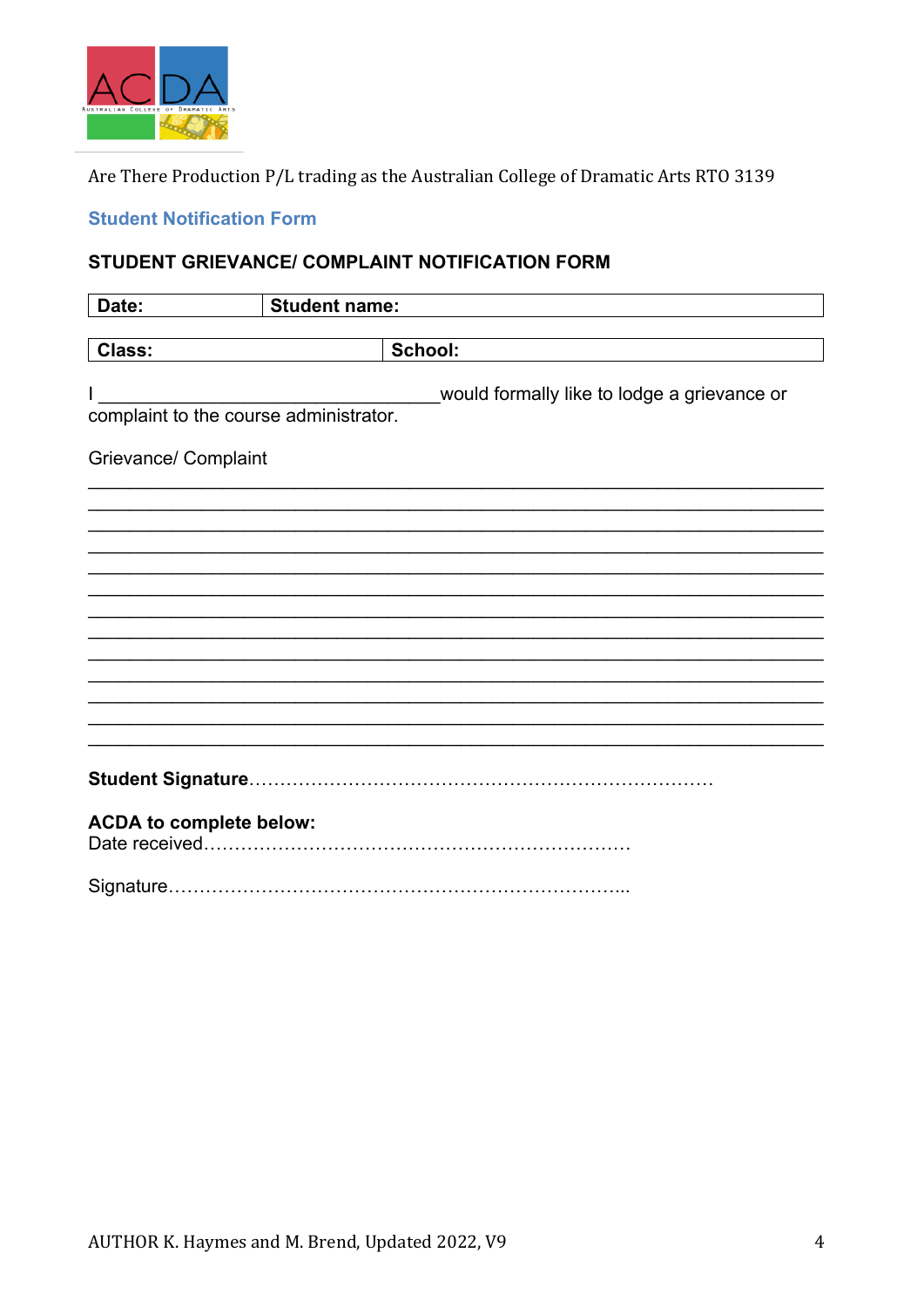Are There Production P/L trading as the Australian College of Dramatic Arts RTO 3139

## Student Notification Form

### STUDENT GRIEVANCE/ COMPLAINT NOTIFICATION FORM

| **Date:** | **Student name:** |
|---|---|

| **Class:** | **School:** |
|---|---|

I ____________________________________would formally like to lodge a grievance or complaint to the course administrator.

Grievance/ Complaint

_____________________________________________________________________________
_____________________________________________________________________________
_____________________________________________________________________________
_____________________________________________________________________________
_____________________________________________________________________________
_____________________________________________________________________________
_____________________________________________________________________________
_____________________________________________________________________________
_____________________________________________________________________________
_____________________________________________________________________________
_____________________________________________________________________________
_____________________________________________________________________________
_____________________________________________________________________________

**Student Signature**………………………………………………………………

**ACDA to complete below:**
Date received…………………………………………………………

Signature………………………………………………………………...

AUTHOR K. Haymes and M. Brend, Updated 2022, V9